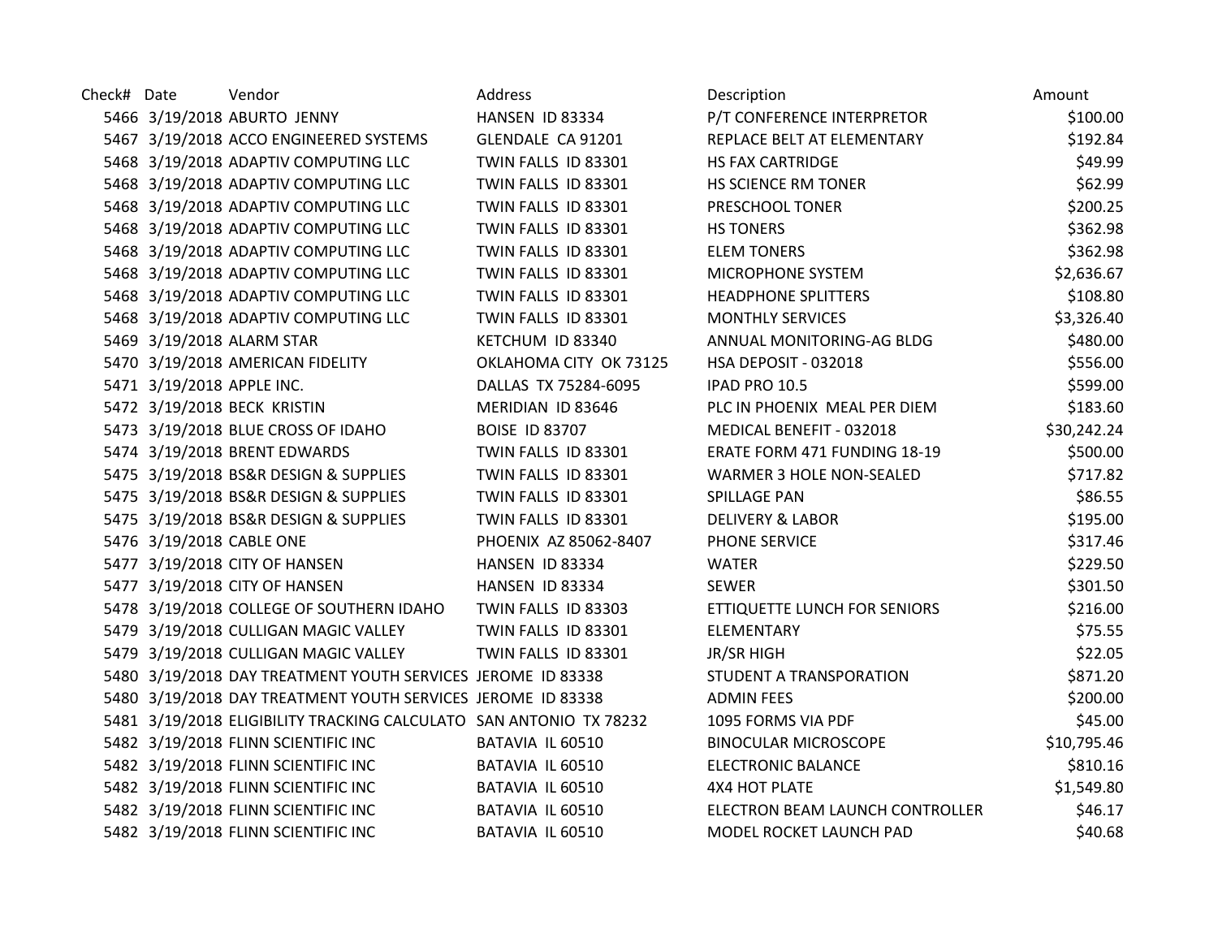| Check# | Date | Vendor | Address | Description | Amount |
| --- | --- | --- | --- | --- | --- |
| 5466 | 3/19/2018 | ABURTO JENNY | HANSEN ID 83334 | P/T CONFERENCE INTERPRETOR | $100.00 |
| 5467 | 3/19/2018 | ACCO ENGINEERED SYSTEMS | GLENDALE CA 91201 | REPLACE BELT AT ELEMENTARY | $192.84 |
| 5468 | 3/19/2018 | ADAPTIV COMPUTING LLC | TWIN FALLS ID 83301 | HS FAX CARTRIDGE | $49.99 |
| 5468 | 3/19/2018 | ADAPTIV COMPUTING LLC | TWIN FALLS ID 83301 | HS SCIENCE RM TONER | $62.99 |
| 5468 | 3/19/2018 | ADAPTIV COMPUTING LLC | TWIN FALLS ID 83301 | PRESCHOOL TONER | $200.25 |
| 5468 | 3/19/2018 | ADAPTIV COMPUTING LLC | TWIN FALLS ID 83301 | HS TONERS | $362.98 |
| 5468 | 3/19/2018 | ADAPTIV COMPUTING LLC | TWIN FALLS ID 83301 | ELEM TONERS | $362.98 |
| 5468 | 3/19/2018 | ADAPTIV COMPUTING LLC | TWIN FALLS ID 83301 | MICROPHONE SYSTEM | $2,636.67 |
| 5468 | 3/19/2018 | ADAPTIV COMPUTING LLC | TWIN FALLS ID 83301 | HEADPHONE SPLITTERS | $108.80 |
| 5468 | 3/19/2018 | ADAPTIV COMPUTING LLC | TWIN FALLS ID 83301 | MONTHLY SERVICES | $3,326.40 |
| 5469 | 3/19/2018 | ALARM STAR | KETCHUM ID 83340 | ANNUAL MONITORING-AG BLDG | $480.00 |
| 5470 | 3/19/2018 | AMERICAN FIDELITY | OKLAHOMA CITY OK 73125 | HSA DEPOSIT - 032018 | $556.00 |
| 5471 | 3/19/2018 | APPLE INC. | DALLAS TX 75284-6095 | IPAD PRO 10.5 | $599.00 |
| 5472 | 3/19/2018 | BECK KRISTIN | MERIDIAN ID 83646 | PLC IN PHOENIX MEAL PER DIEM | $183.60 |
| 5473 | 3/19/2018 | BLUE CROSS OF IDAHO | BOISE ID 83707 | MEDICAL BENEFIT - 032018 | $30,242.24 |
| 5474 | 3/19/2018 | BRENT EDWARDS | TWIN FALLS ID 83301 | ERATE FORM 471 FUNDING 18-19 | $500.00 |
| 5475 | 3/19/2018 | BS&R DESIGN & SUPPLIES | TWIN FALLS ID 83301 | WARMER 3 HOLE NON-SEALED | $717.82 |
| 5475 | 3/19/2018 | BS&R DESIGN & SUPPLIES | TWIN FALLS ID 83301 | SPILLAGE PAN | $86.55 |
| 5475 | 3/19/2018 | BS&R DESIGN & SUPPLIES | TWIN FALLS ID 83301 | DELIVERY & LABOR | $195.00 |
| 5476 | 3/19/2018 | CABLE ONE | PHOENIX AZ 85062-8407 | PHONE SERVICE | $317.46 |
| 5477 | 3/19/2018 | CITY OF HANSEN | HANSEN ID 83334 | WATER | $229.50 |
| 5477 | 3/19/2018 | CITY OF HANSEN | HANSEN ID 83334 | SEWER | $301.50 |
| 5478 | 3/19/2018 | COLLEGE OF SOUTHERN IDAHO | TWIN FALLS ID 83303 | ETTIQUETTE LUNCH FOR SENIORS | $216.00 |
| 5479 | 3/19/2018 | CULLIGAN MAGIC VALLEY | TWIN FALLS ID 83301 | ELEMENTARY | $75.55 |
| 5479 | 3/19/2018 | CULLIGAN MAGIC VALLEY | TWIN FALLS ID 83301 | JR/SR HIGH | $22.05 |
| 5480 | 3/19/2018 | DAY TREATMENT YOUTH SERVICES | JEROME ID 83338 | STUDENT A TRANSPORATION | $871.20 |
| 5480 | 3/19/2018 | DAY TREATMENT YOUTH SERVICES | JEROME ID 83338 | ADMIN FEES | $200.00 |
| 5481 | 3/19/2018 | ELIGIBILITY TRACKING CALCULATO | SAN ANTONIO TX 78232 | 1095 FORMS VIA PDF | $45.00 |
| 5482 | 3/19/2018 | FLINN SCIENTIFIC INC | BATAVIA IL 60510 | BINOCULAR MICROSCOPE | $10,795.46 |
| 5482 | 3/19/2018 | FLINN SCIENTIFIC INC | BATAVIA IL 60510 | ELECTRONIC BALANCE | $810.16 |
| 5482 | 3/19/2018 | FLINN SCIENTIFIC INC | BATAVIA IL 60510 | 4X4 HOT PLATE | $1,549.80 |
| 5482 | 3/19/2018 | FLINN SCIENTIFIC INC | BATAVIA IL 60510 | ELECTRON BEAM LAUNCH CONTROLLER | $46.17 |
| 5482 | 3/19/2018 | FLINN SCIENTIFIC INC | BATAVIA IL 60510 | MODEL ROCKET LAUNCH PAD | $40.68 |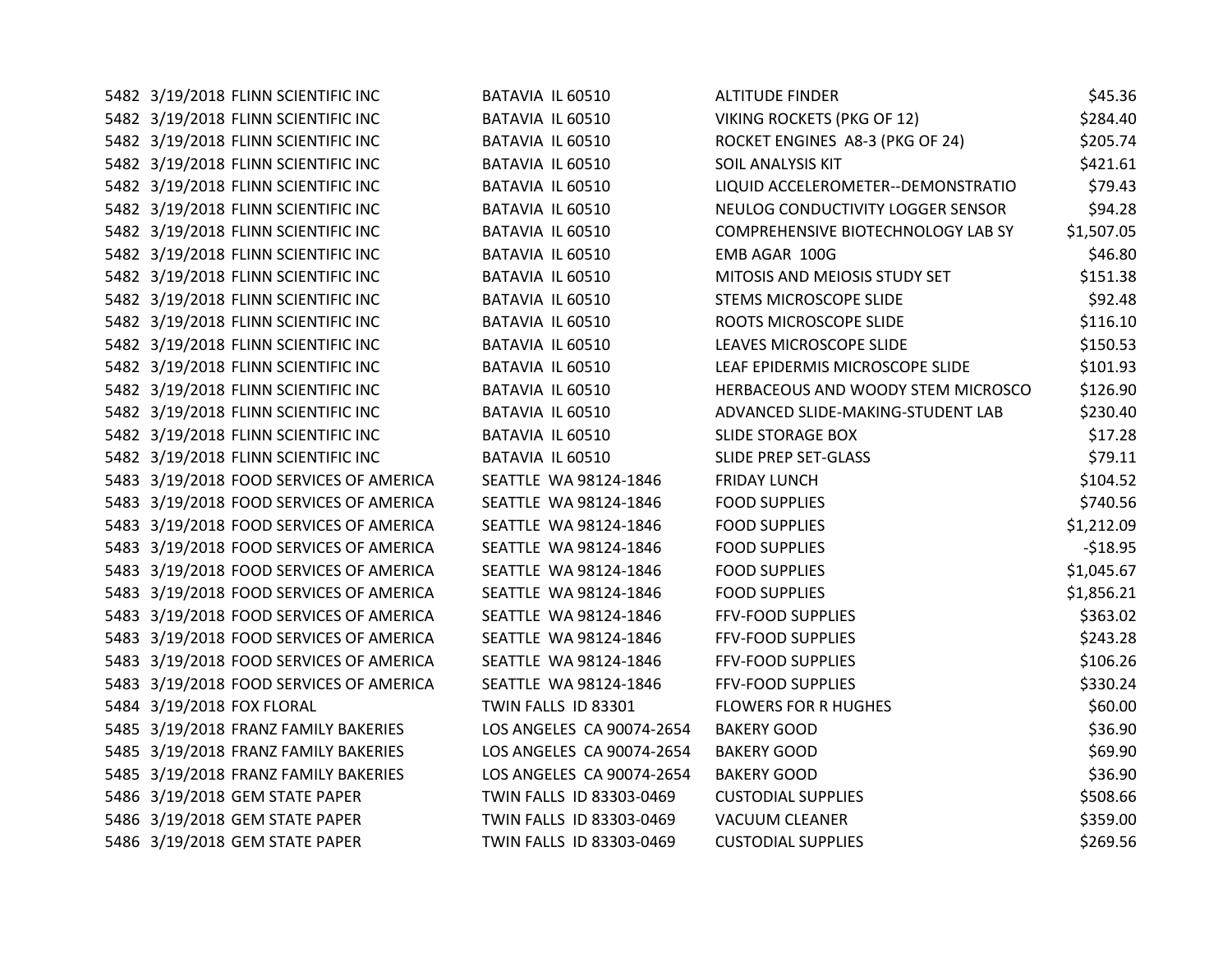| | | | | | |
|---|---|---|---|---|---|
| 5482 | 3/19/2018 | FLINN SCIENTIFIC INC | BATAVIA IL 60510 | ALTITUDE FINDER | $45.36 |
| 5482 | 3/19/2018 | FLINN SCIENTIFIC INC | BATAVIA IL 60510 | VIKING ROCKETS (PKG OF 12) | $284.40 |
| 5482 | 3/19/2018 | FLINN SCIENTIFIC INC | BATAVIA IL 60510 | ROCKET ENGINES A8-3 (PKG OF 24) | $205.74 |
| 5482 | 3/19/2018 | FLINN SCIENTIFIC INC | BATAVIA IL 60510 | SOIL ANALYSIS KIT | $421.61 |
| 5482 | 3/19/2018 | FLINN SCIENTIFIC INC | BATAVIA IL 60510 | LIQUID ACCELEROMETER--DEMONSTRATIO | $79.43 |
| 5482 | 3/19/2018 | FLINN SCIENTIFIC INC | BATAVIA IL 60510 | NEULOG CONDUCTIVITY LOGGER SENSOR | $94.28 |
| 5482 | 3/19/2018 | FLINN SCIENTIFIC INC | BATAVIA IL 60510 | COMPREHENSIVE BIOTECHNOLOGY LAB SY | $1,507.05 |
| 5482 | 3/19/2018 | FLINN SCIENTIFIC INC | BATAVIA IL 60510 | EMB AGAR 100G | $46.80 |
| 5482 | 3/19/2018 | FLINN SCIENTIFIC INC | BATAVIA IL 60510 | MITOSIS AND MEIOSIS STUDY SET | $151.38 |
| 5482 | 3/19/2018 | FLINN SCIENTIFIC INC | BATAVIA IL 60510 | STEMS MICROSCOPE SLIDE | $92.48 |
| 5482 | 3/19/2018 | FLINN SCIENTIFIC INC | BATAVIA IL 60510 | ROOTS MICROSCOPE SLIDE | $116.10 |
| 5482 | 3/19/2018 | FLINN SCIENTIFIC INC | BATAVIA IL 60510 | LEAVES MICROSCOPE SLIDE | $150.53 |
| 5482 | 3/19/2018 | FLINN SCIENTIFIC INC | BATAVIA IL 60510 | LEAF EPIDERMIS MICROSCOPE SLIDE | $101.93 |
| 5482 | 3/19/2018 | FLINN SCIENTIFIC INC | BATAVIA IL 60510 | HERBACEOUS AND WOODY STEM MICROSCO | $126.90 |
| 5482 | 3/19/2018 | FLINN SCIENTIFIC INC | BATAVIA IL 60510 | ADVANCED SLIDE-MAKING-STUDENT LAB | $230.40 |
| 5482 | 3/19/2018 | FLINN SCIENTIFIC INC | BATAVIA IL 60510 | SLIDE STORAGE BOX | $17.28 |
| 5482 | 3/19/2018 | FLINN SCIENTIFIC INC | BATAVIA IL 60510 | SLIDE PREP SET-GLASS | $79.11 |
| 5483 | 3/19/2018 | FOOD SERVICES OF AMERICA | SEATTLE WA 98124-1846 | FRIDAY LUNCH | $104.52 |
| 5483 | 3/19/2018 | FOOD SERVICES OF AMERICA | SEATTLE WA 98124-1846 | FOOD SUPPLIES | $740.56 |
| 5483 | 3/19/2018 | FOOD SERVICES OF AMERICA | SEATTLE WA 98124-1846 | FOOD SUPPLIES | $1,212.09 |
| 5483 | 3/19/2018 | FOOD SERVICES OF AMERICA | SEATTLE WA 98124-1846 | FOOD SUPPLIES | -$18.95 |
| 5483 | 3/19/2018 | FOOD SERVICES OF AMERICA | SEATTLE WA 98124-1846 | FOOD SUPPLIES | $1,045.67 |
| 5483 | 3/19/2018 | FOOD SERVICES OF AMERICA | SEATTLE WA 98124-1846 | FOOD SUPPLIES | $1,856.21 |
| 5483 | 3/19/2018 | FOOD SERVICES OF AMERICA | SEATTLE WA 98124-1846 | FFV-FOOD SUPPLIES | $363.02 |
| 5483 | 3/19/2018 | FOOD SERVICES OF AMERICA | SEATTLE WA 98124-1846 | FFV-FOOD SUPPLIES | $243.28 |
| 5483 | 3/19/2018 | FOOD SERVICES OF AMERICA | SEATTLE WA 98124-1846 | FFV-FOOD SUPPLIES | $106.26 |
| 5483 | 3/19/2018 | FOOD SERVICES OF AMERICA | SEATTLE WA 98124-1846 | FFV-FOOD SUPPLIES | $330.24 |
| 5484 | 3/19/2018 | FOX FLORAL | TWIN FALLS ID 83301 | FLOWERS FOR R HUGHES | $60.00 |
| 5485 | 3/19/2018 | FRANZ FAMILY BAKERIES | LOS ANGELES CA 90074-2654 | BAKERY GOOD | $36.90 |
| 5485 | 3/19/2018 | FRANZ FAMILY BAKERIES | LOS ANGELES CA 90074-2654 | BAKERY GOOD | $69.90 |
| 5485 | 3/19/2018 | FRANZ FAMILY BAKERIES | LOS ANGELES CA 90074-2654 | BAKERY GOOD | $36.90 |
| 5486 | 3/19/2018 | GEM STATE PAPER | TWIN FALLS ID 83303-0469 | CUSTODIAL SUPPLIES | $508.66 |
| 5486 | 3/19/2018 | GEM STATE PAPER | TWIN FALLS ID 83303-0469 | VACUUM CLEANER | $359.00 |
| 5486 | 3/19/2018 | GEM STATE PAPER | TWIN FALLS ID 83303-0469 | CUSTODIAL SUPPLIES | $269.56 |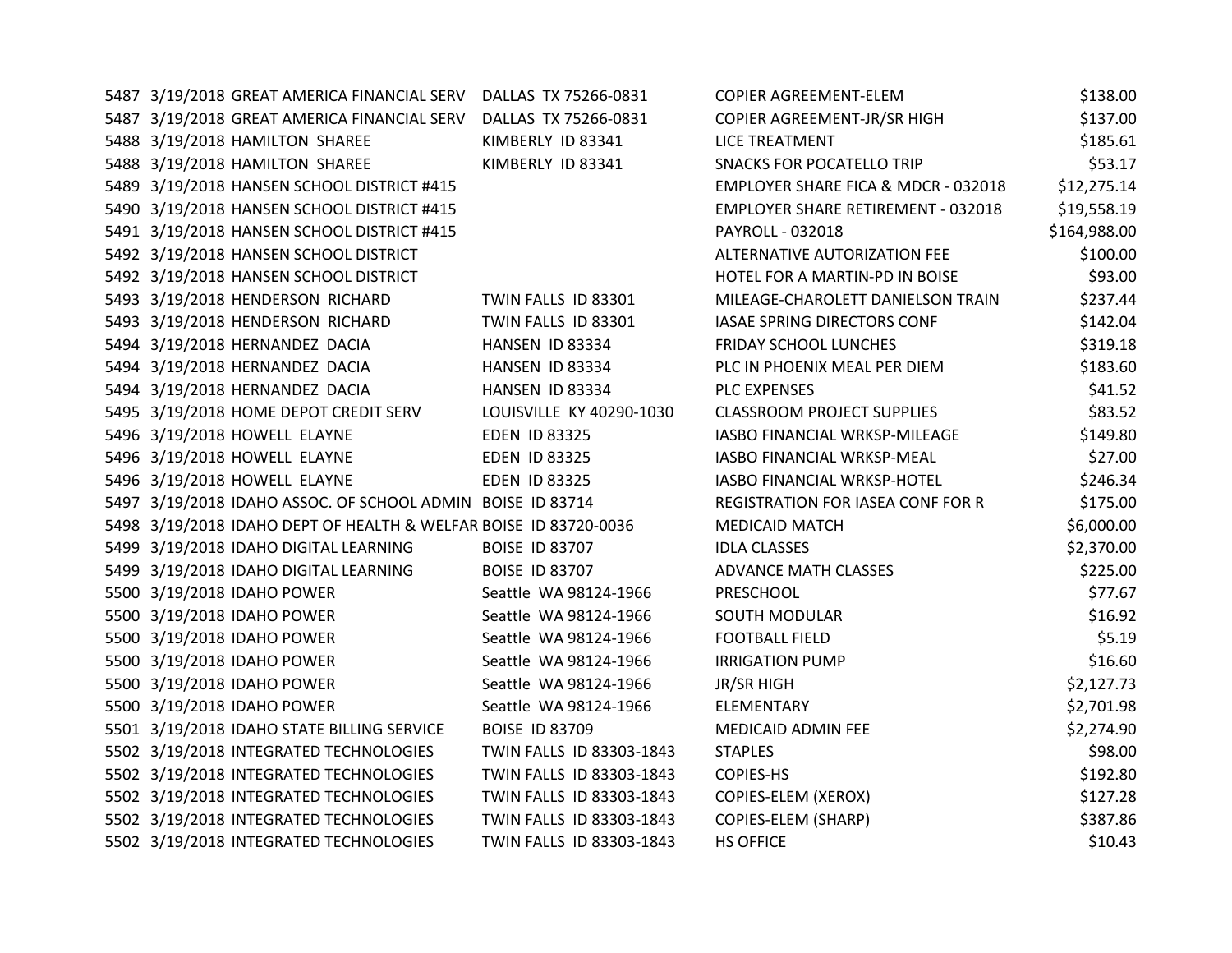| | | | | | |
|---|---|---|---|---|---|
| 5487 | 3/19/2018 | GREAT AMERICA FINANCIAL SERV | DALLAS TX 75266-0831 | COPIER AGREEMENT-ELEM | $138.00 |
| 5487 | 3/19/2018 | GREAT AMERICA FINANCIAL SERV | DALLAS TX 75266-0831 | COPIER AGREEMENT-JR/SR HIGH | $137.00 |
| 5488 | 3/19/2018 | HAMILTON SHAREE | KIMBERLY ID 83341 | LICE TREATMENT | $185.61 |
| 5488 | 3/19/2018 | HAMILTON SHAREE | KIMBERLY ID 83341 | SNACKS FOR POCATELLO TRIP | $53.17 |
| 5489 | 3/19/2018 | HANSEN SCHOOL DISTRICT #415 | | EMPLOYER SHARE FICA & MDCR - 032018 | $12,275.14 |
| 5490 | 3/19/2018 | HANSEN SCHOOL DISTRICT #415 | | EMPLOYER SHARE RETIREMENT - 032018 | $19,558.19 |
| 5491 | 3/19/2018 | HANSEN SCHOOL DISTRICT #415 | | PAYROLL - 032018 | $164,988.00 |
| 5492 | 3/19/2018 | HANSEN SCHOOL DISTRICT | | ALTERNATIVE AUTORIZATION FEE | $100.00 |
| 5492 | 3/19/2018 | HANSEN SCHOOL DISTRICT | | HOTEL FOR A MARTIN-PD IN BOISE | $93.00 |
| 5493 | 3/19/2018 | HENDERSON RICHARD | TWIN FALLS ID 83301 | MILEAGE-CHAROLETT DANIELSON TRAIN | $237.44 |
| 5493 | 3/19/2018 | HENDERSON RICHARD | TWIN FALLS ID 83301 | IASAE SPRING DIRECTORS CONF | $142.04 |
| 5494 | 3/19/2018 | HERNANDEZ DACIA | HANSEN ID 83334 | FRIDAY SCHOOL LUNCHES | $319.18 |
| 5494 | 3/19/2018 | HERNANDEZ DACIA | HANSEN ID 83334 | PLC IN PHOENIX MEAL PER DIEM | $183.60 |
| 5494 | 3/19/2018 | HERNANDEZ DACIA | HANSEN ID 83334 | PLC EXPENSES | $41.52 |
| 5495 | 3/19/2018 | HOME DEPOT CREDIT SERV | LOUISVILLE KY 40290-1030 | CLASSROOM PROJECT SUPPLIES | $83.52 |
| 5496 | 3/19/2018 | HOWELL ELAYNE | EDEN ID 83325 | IASBO FINANCIAL WRKSP-MILEAGE | $149.80 |
| 5496 | 3/19/2018 | HOWELL ELAYNE | EDEN ID 83325 | IASBO FINANCIAL WRKSP-MEAL | $27.00 |
| 5496 | 3/19/2018 | HOWELL ELAYNE | EDEN ID 83325 | IASBO FINANCIAL WRKSP-HOTEL | $246.34 |
| 5497 | 3/19/2018 | IDAHO ASSOC. OF SCHOOL ADMIN | BOISE ID 83714 | REGISTRATION FOR IASEA CONF FOR R | $175.00 |
| 5498 | 3/19/2018 | IDAHO DEPT OF HEALTH & WELFAR | BOISE ID 83720-0036 | MEDICAID MATCH | $6,000.00 |
| 5499 | 3/19/2018 | IDAHO DIGITAL LEARNING | BOISE ID 83707 | IDLA CLASSES | $2,370.00 |
| 5499 | 3/19/2018 | IDAHO DIGITAL LEARNING | BOISE ID 83707 | ADVANCE MATH CLASSES | $225.00 |
| 5500 | 3/19/2018 | IDAHO POWER | Seattle WA 98124-1966 | PRESCHOOL | $77.67 |
| 5500 | 3/19/2018 | IDAHO POWER | Seattle WA 98124-1966 | SOUTH MODULAR | $16.92 |
| 5500 | 3/19/2018 | IDAHO POWER | Seattle WA 98124-1966 | FOOTBALL FIELD | $5.19 |
| 5500 | 3/19/2018 | IDAHO POWER | Seattle WA 98124-1966 | IRRIGATION PUMP | $16.60 |
| 5500 | 3/19/2018 | IDAHO POWER | Seattle WA 98124-1966 | JR/SR HIGH | $2,127.73 |
| 5500 | 3/19/2018 | IDAHO POWER | Seattle WA 98124-1966 | ELEMENTARY | $2,701.98 |
| 5501 | 3/19/2018 | IDAHO STATE BILLING SERVICE | BOISE ID 83709 | MEDICAID ADMIN FEE | $2,274.90 |
| 5502 | 3/19/2018 | INTEGRATED TECHNOLOGIES | TWIN FALLS ID 83303-1843 | STAPLES | $98.00 |
| 5502 | 3/19/2018 | INTEGRATED TECHNOLOGIES | TWIN FALLS ID 83303-1843 | COPIES-HS | $192.80 |
| 5502 | 3/19/2018 | INTEGRATED TECHNOLOGIES | TWIN FALLS ID 83303-1843 | COPIES-ELEM (XEROX) | $127.28 |
| 5502 | 3/19/2018 | INTEGRATED TECHNOLOGIES | TWIN FALLS ID 83303-1843 | COPIES-ELEM (SHARP) | $387.86 |
| 5502 | 3/19/2018 | INTEGRATED TECHNOLOGIES | TWIN FALLS ID 83303-1843 | HS OFFICE | $10.43 |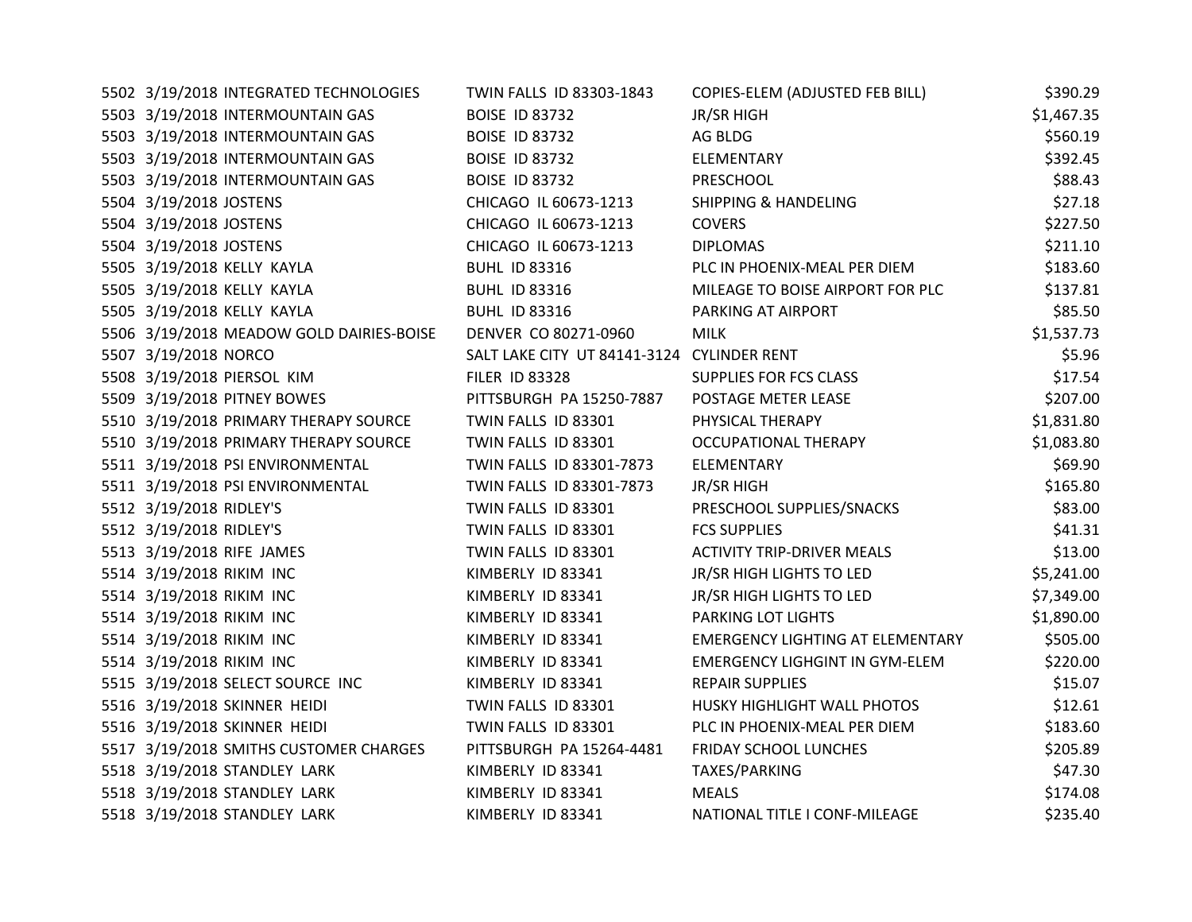| | | | | | |
|---|---|---|---|---|---|
| 5502 | 3/19/2018 | INTEGRATED TECHNOLOGIES | TWIN FALLS ID 83303-1843 | COPIES-ELEM (ADJUSTED FEB BILL) | $390.29 |
| 5503 | 3/19/2018 | INTERMOUNTAIN GAS | BOISE ID 83732 | JR/SR HIGH | $1,467.35 |
| 5503 | 3/19/2018 | INTERMOUNTAIN GAS | BOISE ID 83732 | AG BLDG | $560.19 |
| 5503 | 3/19/2018 | INTERMOUNTAIN GAS | BOISE ID 83732 | ELEMENTARY | $392.45 |
| 5503 | 3/19/2018 | INTERMOUNTAIN GAS | BOISE ID 83732 | PRESCHOOL | $88.43 |
| 5504 | 3/19/2018 | JOSTENS | CHICAGO IL 60673-1213 | SHIPPING & HANDELING | $27.18 |
| 5504 | 3/19/2018 | JOSTENS | CHICAGO IL 60673-1213 | COVERS | $227.50 |
| 5504 | 3/19/2018 | JOSTENS | CHICAGO IL 60673-1213 | DIPLOMAS | $211.10 |
| 5505 | 3/19/2018 | KELLY KAYLA | BUHL ID 83316 | PLC IN PHOENIX-MEAL PER DIEM | $183.60 |
| 5505 | 3/19/2018 | KELLY KAYLA | BUHL ID 83316 | MILEAGE TO BOISE AIRPORT FOR PLC | $137.81 |
| 5505 | 3/19/2018 | KELLY KAYLA | BUHL ID 83316 | PARKING AT AIRPORT | $85.50 |
| 5506 | 3/19/2018 | MEADOW GOLD DAIRIES-BOISE | DENVER CO 80271-0960 | MILK | $1,537.73 |
| 5507 | 3/19/2018 | NORCO | SALT LAKE CITY UT 84141-3124 | CYLINDER RENT | $5.96 |
| 5508 | 3/19/2018 | PIERSOL KIM | FILER ID 83328 | SUPPLIES FOR FCS CLASS | $17.54 |
| 5509 | 3/19/2018 | PITNEY BOWES | PITTSBURGH PA 15250-7887 | POSTAGE METER LEASE | $207.00 |
| 5510 | 3/19/2018 | PRIMARY THERAPY SOURCE | TWIN FALLS ID 83301 | PHYSICAL THERAPY | $1,831.80 |
| 5510 | 3/19/2018 | PRIMARY THERAPY SOURCE | TWIN FALLS ID 83301 | OCCUPATIONAL THERAPY | $1,083.80 |
| 5511 | 3/19/2018 | PSI ENVIRONMENTAL | TWIN FALLS ID 83301-7873 | ELEMENTARY | $69.90 |
| 5511 | 3/19/2018 | PSI ENVIRONMENTAL | TWIN FALLS ID 83301-7873 | JR/SR HIGH | $165.80 |
| 5512 | 3/19/2018 | RIDLEY'S | TWIN FALLS ID 83301 | PRESCHOOL SUPPLIES/SNACKS | $83.00 |
| 5512 | 3/19/2018 | RIDLEY'S | TWIN FALLS ID 83301 | FCS SUPPLIES | $41.31 |
| 5513 | 3/19/2018 | RIFE JAMES | TWIN FALLS ID 83301 | ACTIVITY TRIP-DRIVER MEALS | $13.00 |
| 5514 | 3/19/2018 | RIKIM INC | KIMBERLY ID 83341 | JR/SR HIGH LIGHTS TO LED | $5,241.00 |
| 5514 | 3/19/2018 | RIKIM INC | KIMBERLY ID 83341 | JR/SR HIGH LIGHTS TO LED | $7,349.00 |
| 5514 | 3/19/2018 | RIKIM INC | KIMBERLY ID 83341 | PARKING LOT LIGHTS | $1,890.00 |
| 5514 | 3/19/2018 | RIKIM INC | KIMBERLY ID 83341 | EMERGENCY LIGHTING AT ELEMENTARY | $505.00 |
| 5514 | 3/19/2018 | RIKIM INC | KIMBERLY ID 83341 | EMERGENCY LIGHGINT IN GYM-ELEM | $220.00 |
| 5515 | 3/19/2018 | SELECT SOURCE INC | KIMBERLY ID 83341 | REPAIR SUPPLIES | $15.07 |
| 5516 | 3/19/2018 | SKINNER HEIDI | TWIN FALLS ID 83301 | HUSKY HIGHLIGHT WALL PHOTOS | $12.61 |
| 5516 | 3/19/2018 | SKINNER HEIDI | TWIN FALLS ID 83301 | PLC IN PHOENIX-MEAL PER DIEM | $183.60 |
| 5517 | 3/19/2018 | SMITHS CUSTOMER CHARGES | PITTSBURGH PA 15264-4481 | FRIDAY SCHOOL LUNCHES | $205.89 |
| 5518 | 3/19/2018 | STANDLEY LARK | KIMBERLY ID 83341 | TAXES/PARKING | $47.30 |
| 5518 | 3/19/2018 | STANDLEY LARK | KIMBERLY ID 83341 | MEALS | $174.08 |
| 5518 | 3/19/2018 | STANDLEY LARK | KIMBERLY ID 83341 | NATIONAL TITLE I CONF-MILEAGE | $235.40 |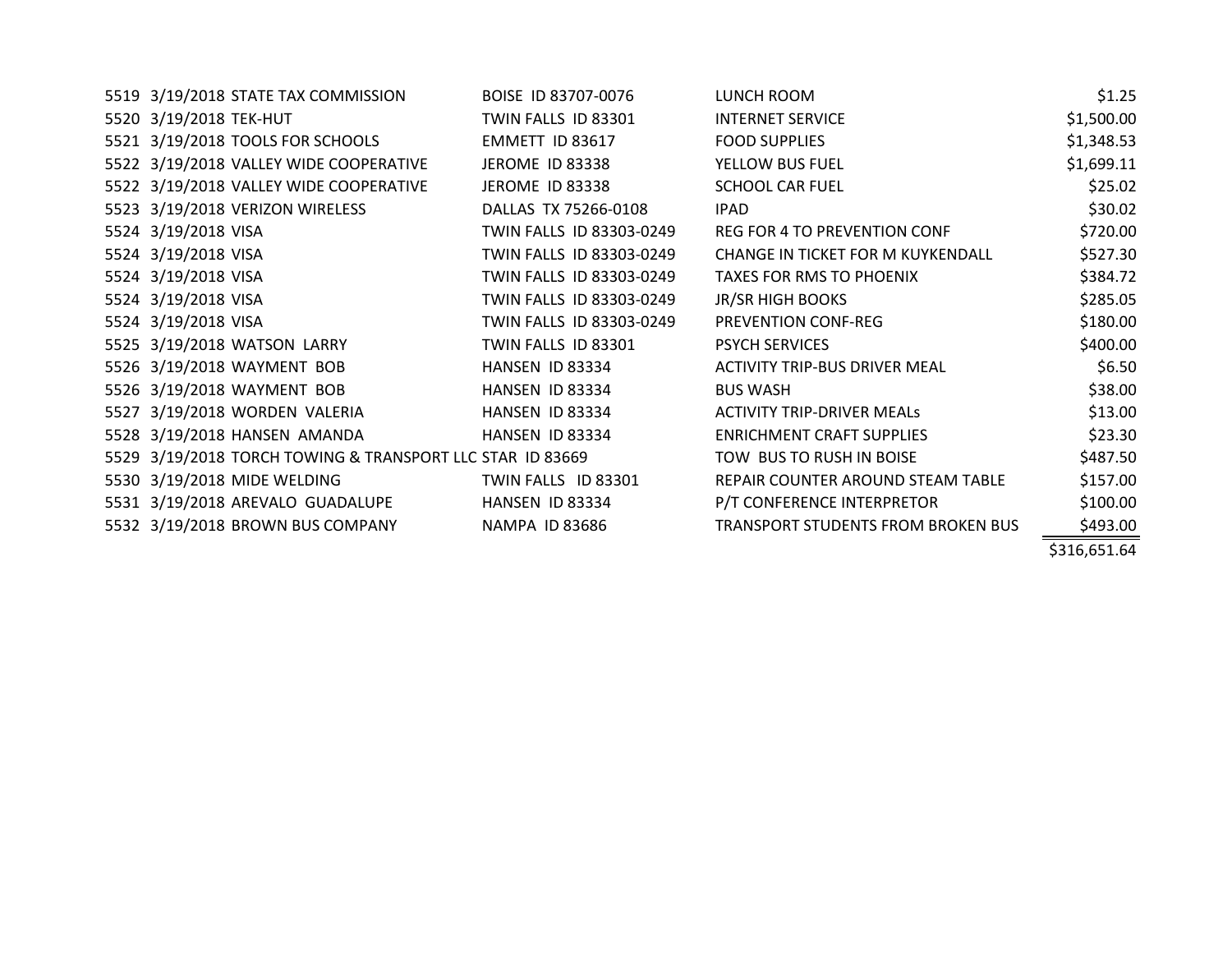| | | | | | |
|---|---|---|---|---|---|
| 5519 | 3/19/2018 | STATE TAX COMMISSION | BOISE ID 83707-0076 | LUNCH ROOM | $1.25 |
| 5520 | 3/19/2018 | TEK-HUT | TWIN FALLS ID 83301 | INTERNET SERVICE | $1,500.00 |
| 5521 | 3/19/2018 | TOOLS FOR SCHOOLS | EMMETT ID 83617 | FOOD SUPPLIES | $1,348.53 |
| 5522 | 3/19/2018 | VALLEY WIDE COOPERATIVE | JEROME ID 83338 | YELLOW BUS FUEL | $1,699.11 |
| 5522 | 3/19/2018 | VALLEY WIDE COOPERATIVE | JEROME ID 83338 | SCHOOL CAR FUEL | $25.02 |
| 5523 | 3/19/2018 | VERIZON WIRELESS | DALLAS TX 75266-0108 | IPAD | $30.02 |
| 5524 | 3/19/2018 | VISA | TWIN FALLS ID 83303-0249 | REG FOR 4 TO PREVENTION CONF | $720.00 |
| 5524 | 3/19/2018 | VISA | TWIN FALLS ID 83303-0249 | CHANGE IN TICKET FOR M KUYKENDALL | $527.30 |
| 5524 | 3/19/2018 | VISA | TWIN FALLS ID 83303-0249 | TAXES FOR RMS TO PHOENIX | $384.72 |
| 5524 | 3/19/2018 | VISA | TWIN FALLS ID 83303-0249 | JR/SR HIGH BOOKS | $285.05 |
| 5524 | 3/19/2018 | VISA | TWIN FALLS ID 83303-0249 | PREVENTION CONF-REG | $180.00 |
| 5525 | 3/19/2018 | WATSON LARRY | TWIN FALLS ID 83301 | PSYCH SERVICES | $400.00 |
| 5526 | 3/19/2018 | WAYMENT BOB | HANSEN ID 83334 | ACTIVITY TRIP-BUS DRIVER MEAL | $6.50 |
| 5526 | 3/19/2018 | WAYMENT BOB | HANSEN ID 83334 | BUS WASH | $38.00 |
| 5527 | 3/19/2018 | WORDEN VALERIA | HANSEN ID 83334 | ACTIVITY TRIP-DRIVER MEALs | $13.00 |
| 5528 | 3/19/2018 | HANSEN AMANDA | HANSEN ID 83334 | ENRICHMENT CRAFT SUPPLIES | $23.30 |
| 5529 | 3/19/2018 | TORCH TOWING & TRANSPORT LLC | STAR ID 83669 | TOW BUS TO RUSH IN BOISE | $487.50 |
| 5530 | 3/19/2018 | MIDE WELDING | TWIN FALLS ID 83301 | REPAIR COUNTER AROUND STEAM TABLE | $157.00 |
| 5531 | 3/19/2018 | AREVALO GUADALUPE | HANSEN ID 83334 | P/T CONFERENCE INTERPRETOR | $100.00 |
| 5532 | 3/19/2018 | BROWN BUS COMPANY | NAMPA ID 83686 | TRANSPORT STUDENTS FROM BROKEN BUS | $493.00 |
| | | | | | $316,651.64 |